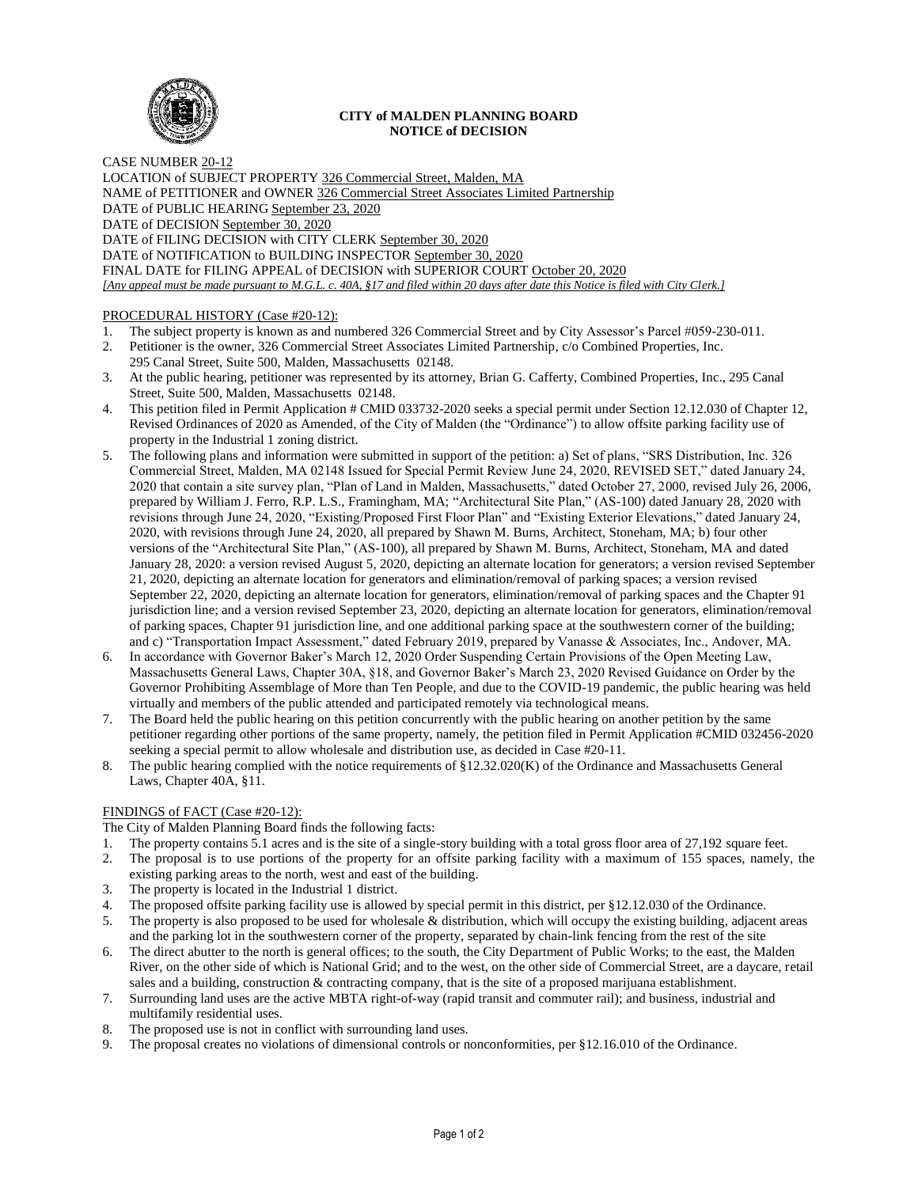**CITY of MALDEN PLANNING BOARD**
**NOTICE of DECISION**

CASE NUMBER 20-12
LOCATION of SUBJECT PROPERTY 326 Commercial Street, Malden, MA
NAME of PETITIONER and OWNER 326 Commercial Street Associates Limited Partnership
DATE of PUBLIC HEARING September 23, 2020
DATE of DECISION September 30, 2020
DATE of FILING DECISION with CITY CLERK September 30, 2020
DATE of NOTIFICATION to BUILDING INSPECTOR September 30, 2020
FINAL DATE for FILING APPEAL of DECISION with SUPERIOR COURT October 20, 2020
*[Any appeal must be made pursuant to M.G.L. c. 40A, §17 and filed within 20 days after date this Notice is filed with City Clerk.]*

PROCEDURAL HISTORY (Case #20-12):

1. The subject property is known as and numbered 326 Commercial Street and by City Assessor's Parcel #059-230-011.
2. Petitioner is the owner, 326 Commercial Street Associates Limited Partnership, c/o Combined Properties, Inc. 295 Canal Street, Suite 500, Malden, Massachusetts 02148.
3. At the public hearing, petitioner was represented by its attorney, Brian G. Cafferty, Combined Properties, Inc., 295 Canal Street, Suite 500, Malden, Massachusetts 02148.
4. This petition filed in Permit Application # CMID 033732-2020 seeks a special permit under Section 12.12.030 of Chapter 12, Revised Ordinances of 2020 as Amended, of the City of Malden (the "Ordinance") to allow offsite parking facility use of property in the Industrial 1 zoning district.
5. The following plans and information were submitted in support of the petition: a) Set of plans, "SRS Distribution, Inc. 326 Commercial Street, Malden, MA 02148 Issued for Special Permit Review June 24, 2020, REVISED SET," dated January 24, 2020 that contain a site survey plan, "Plan of Land in Malden, Massachusetts," dated October 27, 2000, revised July 26, 2006, prepared by William J. Ferro, R.P. L.S., Framingham, MA; "Architectural Site Plan," (AS-100) dated January 28, 2020 with revisions through June 24, 2020, "Existing/Proposed First Floor Plan" and "Existing Exterior Elevations," dated January 24, 2020, with revisions through June 24, 2020, all prepared by Shawn M. Burns, Architect, Stoneham, MA; b) four other versions of the "Architectural Site Plan," (AS-100), all prepared by Shawn M. Burns, Architect, Stoneham, MA and dated January 28, 2020: a version revised August 5, 2020, depicting an alternate location for generators; a version revised September 21, 2020, depicting an alternate location for generators and elimination/removal of parking spaces; a version revised September 22, 2020, depicting an alternate location for generators, elimination/removal of parking spaces and the Chapter 91 jurisdiction line; and a version revised September 23, 2020, depicting an alternate location for generators, elimination/removal of parking spaces, Chapter 91 jurisdiction line, and one additional parking space at the southwestern corner of the building; and c) "Transportation Impact Assessment," dated February 2019, prepared by Vanasse & Associates, Inc., Andover, MA.
6. In accordance with Governor Baker's March 12, 2020 Order Suspending Certain Provisions of the Open Meeting Law, Massachusetts General Laws, Chapter 30A, §18, and Governor Baker's March 23, 2020 Revised Guidance on Order by the Governor Prohibiting Assemblage of More than Ten People, and due to the COVID-19 pandemic, the public hearing was held virtually and members of the public attended and participated remotely via technological means.
7. The Board held the public hearing on this petition concurrently with the public hearing on another petition by the same petitioner regarding other portions of the same property, namely, the petition filed in Permit Application #CMID 032456-2020 seeking a special permit to allow wholesale and distribution use, as decided in Case #20-11.
8. The public hearing complied with the notice requirements of §12.32.020(K) of the Ordinance and Massachusetts General Laws, Chapter 40A, §11.

FINDINGS of FACT (Case #20-12):

The City of Malden Planning Board finds the following facts:

1. The property contains 5.1 acres and is the site of a single-story building with a total gross floor area of 27,192 square feet.
2. The proposal is to use portions of the property for an offsite parking facility with a maximum of 155 spaces, namely, the existing parking areas to the north, west and east of the building.
3. The property is located in the Industrial 1 district.
4. The proposed offsite parking facility use is allowed by special permit in this district, per §12.12.030 of the Ordinance.
5. The property is also proposed to be used for wholesale & distribution, which will occupy the existing building, adjacent areas and the parking lot in the southwestern corner of the property, separated by chain-link fencing from the rest of the site
6. The direct abutter to the north is general offices; to the south, the City Department of Public Works; to the east, the Malden River, on the other side of which is National Grid; and to the west, on the other side of Commercial Street, are a daycare, retail sales and a building, construction & contracting company, that is the site of a proposed marijuana establishment.
7. Surrounding land uses are the active MBTA right-of-way (rapid transit and commuter rail); and business, industrial and multifamily residential uses.
8. The proposed use is not in conflict with surrounding land uses.
9. The proposal creates no violations of dimensional controls or nonconformities, per §12.16.010 of the Ordinance.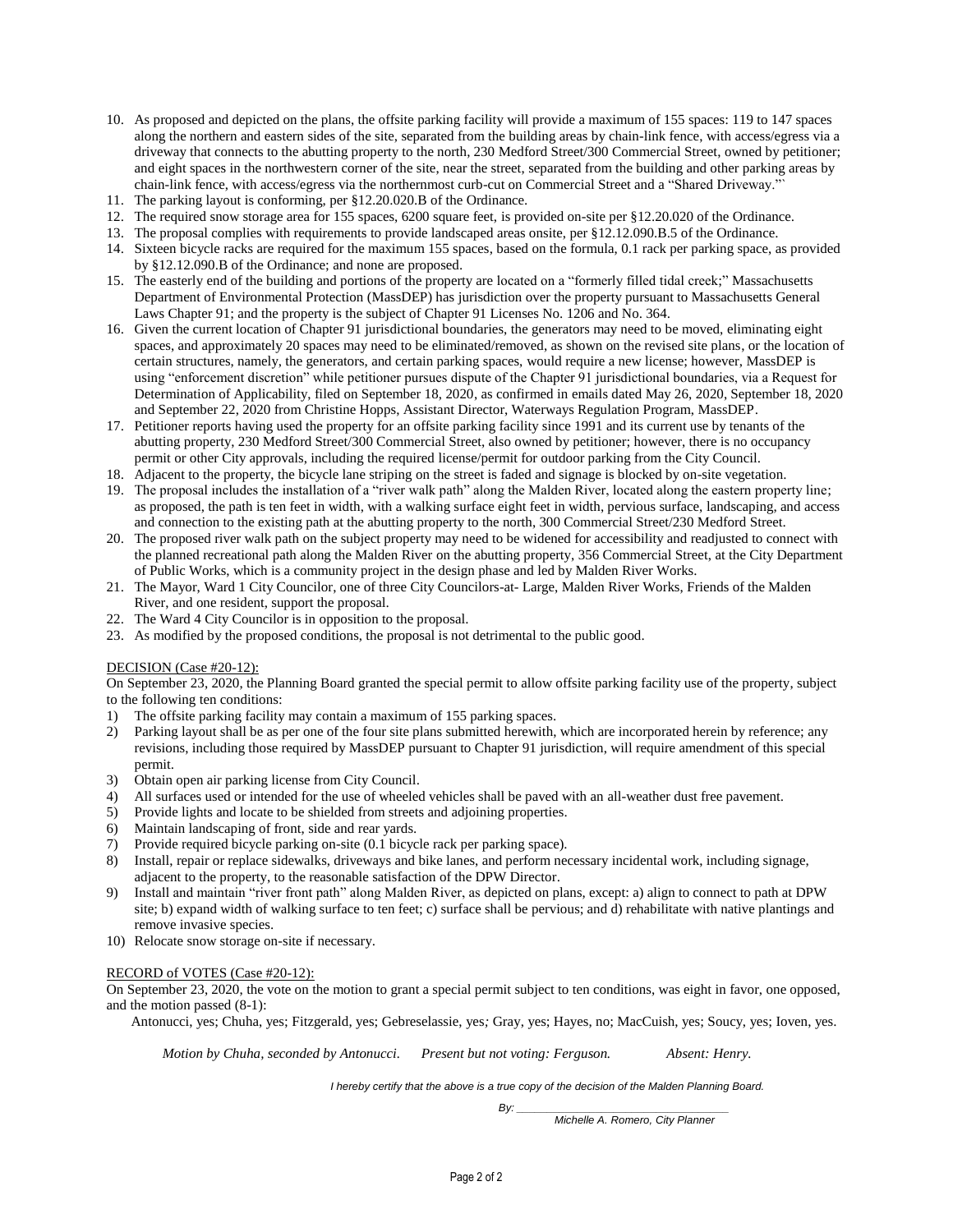10. As proposed and depicted on the plans, the offsite parking facility will provide a maximum of 155 spaces: 119 to 147 spaces along the northern and eastern sides of the site, separated from the building areas by chain-link fence, with access/egress via a driveway that connects to the abutting property to the north, 230 Medford Street/300 Commercial Street, owned by petitioner; and eight spaces in the northwestern corner of the site, near the street, separated from the building and other parking areas by chain-link fence, with access/egress via the northernmost curb-cut on Commercial Street and a "Shared Driveway."`
11. The parking layout is conforming, per §12.20.020.B of the Ordinance.
12. The required snow storage area for 155 spaces, 6200 square feet, is provided on-site per §12.20.020 of the Ordinance.
13. The proposal complies with requirements to provide landscaped areas onsite, per §12.12.090.B.5 of the Ordinance.
14. Sixteen bicycle racks are required for the maximum 155 spaces, based on the formula, 0.1 rack per parking space, as provided by §12.12.090.B of the Ordinance; and none are proposed.
15. The easterly end of the building and portions of the property are located on a "formerly filled tidal creek;" Massachusetts Department of Environmental Protection (MassDEP) has jurisdiction over the property pursuant to Massachusetts General Laws Chapter 91; and the property is the subject of Chapter 91 Licenses No. 1206 and No. 364.
16. Given the current location of Chapter 91 jurisdictional boundaries, the generators may need to be moved, eliminating eight spaces, and approximately 20 spaces may need to be eliminated/removed, as shown on the revised site plans, or the location of certain structures, namely, the generators, and certain parking spaces, would require a new license; however, MassDEP is using "enforcement discretion" while petitioner pursues dispute of the Chapter 91 jurisdictional boundaries, via a Request for Determination of Applicability, filed on September 18, 2020, as confirmed in emails dated May 26, 2020, September 18, 2020 and September 22, 2020 from Christine Hopps, Assistant Director, Waterways Regulation Program, MassDEP.
17. Petitioner reports having used the property for an offsite parking facility since 1991 and its current use by tenants of the abutting property, 230 Medford Street/300 Commercial Street, also owned by petitioner; however, there is no occupancy permit or other City approvals, including the required license/permit for outdoor parking from the City Council.
18. Adjacent to the property, the bicycle lane striping on the street is faded and signage is blocked by on-site vegetation.
19. The proposal includes the installation of a "river walk path" along the Malden River, located along the eastern property line; as proposed, the path is ten feet in width, with a walking surface eight feet in width, pervious surface, landscaping, and access and connection to the existing path at the abutting property to the north, 300 Commercial Street/230 Medford Street.
20. The proposed river walk path on the subject property may need to be widened for accessibility and readjusted to connect with the planned recreational path along the Malden River on the abutting property, 356 Commercial Street, at the City Department of Public Works, which is a community project in the design phase and led by Malden River Works.
21. The Mayor, Ward 1 City Councilor, one of three City Councilors-at- Large, Malden River Works, Friends of the Malden River, and one resident, support the proposal.
22. The Ward 4 City Councilor is in opposition to the proposal.
23. As modified by the proposed conditions, the proposal is not detrimental to the public good.

DECISION (Case #20-12):

On September 23, 2020, the Planning Board granted the special permit to allow offsite parking facility use of the property, subject to the following ten conditions:

1) The offsite parking facility may contain a maximum of 155 parking spaces.
2) Parking layout shall be as per one of the four site plans submitted herewith, which are incorporated herein by reference; any revisions, including those required by MassDEP pursuant to Chapter 91 jurisdiction, will require amendment of this special permit.
3) Obtain open air parking license from City Council.
4) All surfaces used or intended for the use of wheeled vehicles shall be paved with an all-weather dust free pavement.
5) Provide lights and locate to be shielded from streets and adjoining properties.
6) Maintain landscaping of front, side and rear yards.
7) Provide required bicycle parking on-site (0.1 bicycle rack per parking space).
8) Install, repair or replace sidewalks, driveways and bike lanes, and perform necessary incidental work, including signage, adjacent to the property, to the reasonable satisfaction of the DPW Director.
9) Install and maintain "river front path" along Malden River, as depicted on plans, except: a) align to connect to path at DPW site; b) expand width of walking surface to ten feet; c) surface shall be pervious; and d) rehabilitate with native plantings and remove invasive species.
10) Relocate snow storage on-site if necessary.

RECORD of VOTES (Case #20-12):

On September 23, 2020, the vote on the motion to grant a special permit subject to ten conditions, was eight in favor, one opposed, and the motion passed (8-1):

Antonucci, yes; Chuha, yes; Fitzgerald, yes; Gebreselassie, yes; Gray, yes; Hayes, no; MacCuish, yes; Soucy, yes; Ioven, yes.

*Motion by Chuha, seconded by Antonucci. Present but not voting: Ferguson. Absent: Henry.*

*I hereby certify that the above is a true copy of the decision of the Malden Planning Board.*

*By: \_\_\_\_\_\_\_\_\_\_\_\_\_\_\_\_\_\_\_\_\_\_\_\_\_\_\_\_\_\_*

*Michelle A. Romero, City Planner*